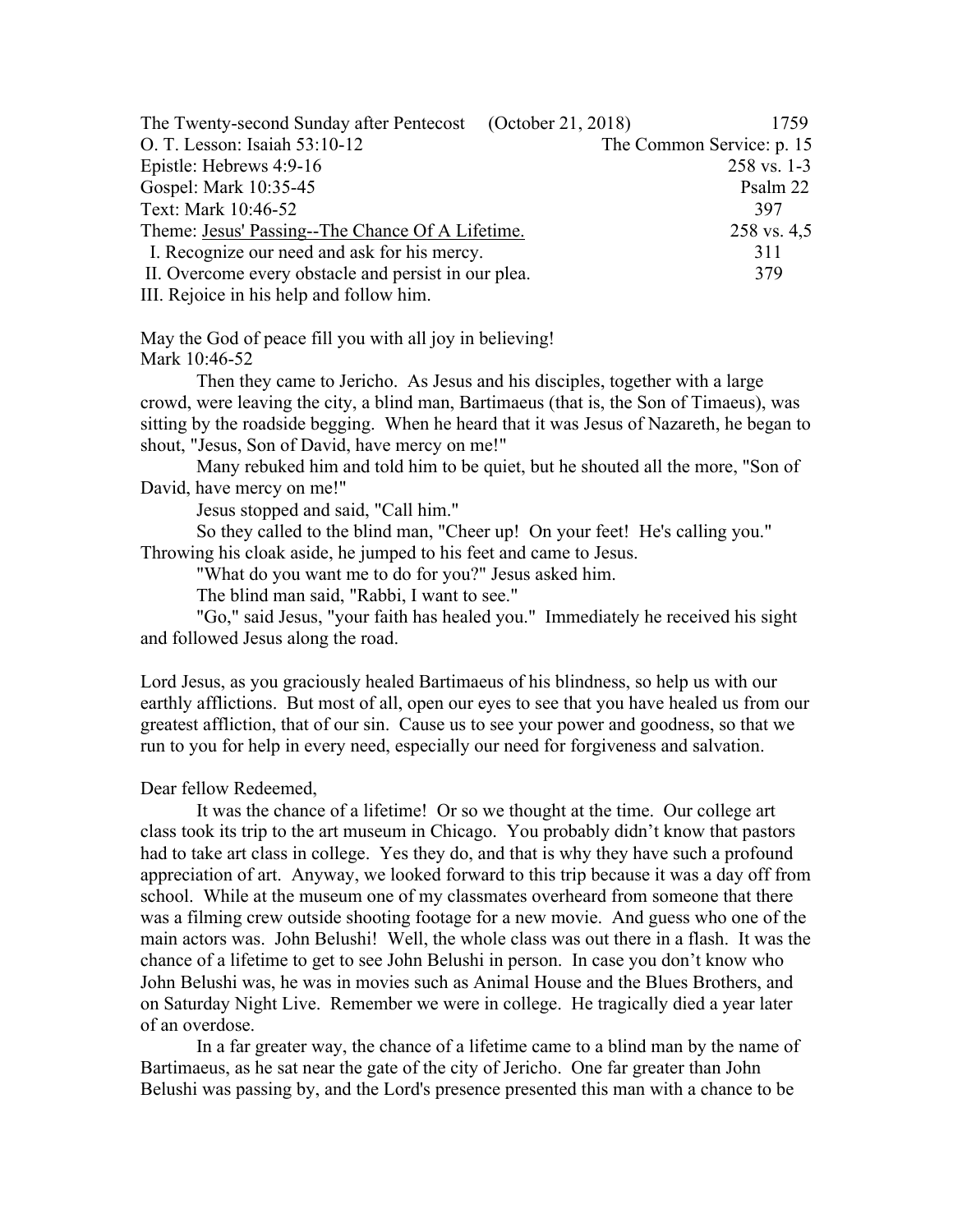| | |
|---|---|
| The Twenty-second Sunday after Pentecost (October 21, 2018) | 1759 |
| O. T. Lesson: Isaiah 53:10-12 | The Common Service: p. 15 |
| Epistle: Hebrews 4:9-16 | 258 vs. 1-3 |
| Gospel: Mark 10:35-45 | Psalm 22 |
| Text: Mark 10:46-52 | 397 |
| Theme: <u>Jesus' Passing--The Chance Of A Lifetime.</u> | 258 vs. 4,5 |
| I. Recognize our need and ask for his mercy. | 311 |
| II. Overcome every obstacle and persist in our plea. | 379 |
| III. Rejoice in his help and follow him. | |

May the God of peace fill you with all joy in believing!
Mark 10:46-52

Then they came to Jericho. As Jesus and his disciples, together with a large crowd, were leaving the city, a blind man, Bartimaeus (that is, the Son of Timaeus), was sitting by the roadside begging. When he heard that it was Jesus of Nazareth, he began to shout, "Jesus, Son of David, have mercy on me!"

Many rebuked him and told him to be quiet, but he shouted all the more, "Son of David, have mercy on me!"

Jesus stopped and said, "Call him."

So they called to the blind man, "Cheer up! On your feet! He's calling you." Throwing his cloak aside, he jumped to his feet and came to Jesus.

"What do you want me to do for you?" Jesus asked him.

The blind man said, "Rabbi, I want to see."

"Go," said Jesus, "your faith has healed you." Immediately he received his sight and followed Jesus along the road.

Lord Jesus, as you graciously healed Bartimaeus of his blindness, so help us with our earthly afflictions. But most of all, open our eyes to see that you have healed us from our greatest affliction, that of our sin. Cause us to see your power and goodness, so that we run to you for help in every need, especially our need for forgiveness and salvation.

Dear fellow Redeemed,

It was the chance of a lifetime! Or so we thought at the time. Our college art class took its trip to the art museum in Chicago. You probably didn't know that pastors had to take art class in college. Yes they do, and that is why they have such a profound appreciation of art. Anyway, we looked forward to this trip because it was a day off from school. While at the museum one of my classmates overheard from someone that there was a filming crew outside shooting footage for a new movie. And guess who one of the main actors was. John Belushi! Well, the whole class was out there in a flash. It was the chance of a lifetime to get to see John Belushi in person. In case you don't know who John Belushi was, he was in movies such as Animal House and the Blues Brothers, and on Saturday Night Live. Remember we were in college. He tragically died a year later of an overdose.

In a far greater way, the chance of a lifetime came to a blind man by the name of Bartimaeus, as he sat near the gate of the city of Jericho. One far greater than John Belushi was passing by, and the Lord's presence presented this man with a chance to be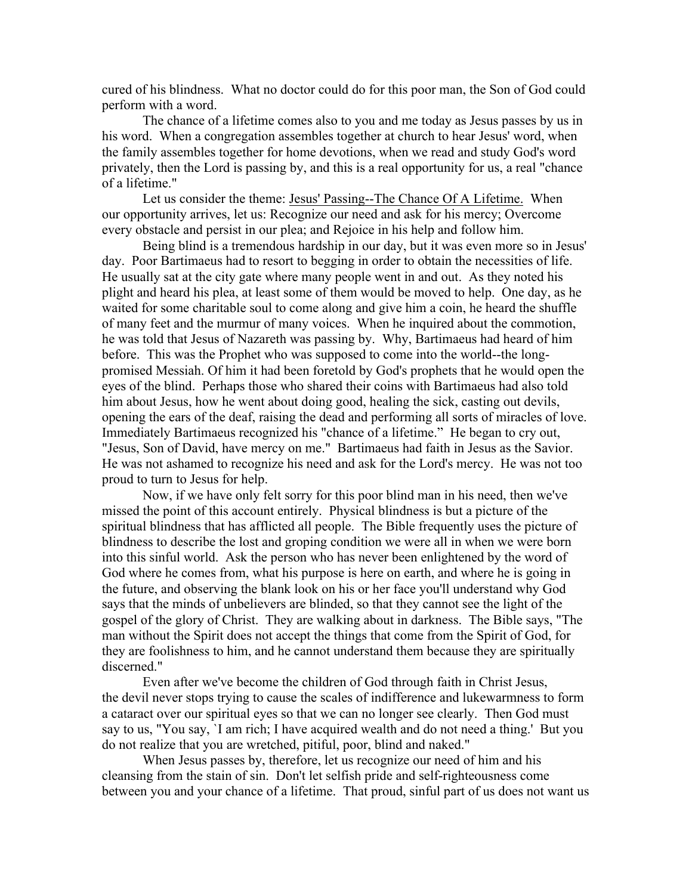cured of his blindness. What no doctor could do for this poor man, the Son of God could perform with a word.

The chance of a lifetime comes also to you and me today as Jesus passes by us in his word. When a congregation assembles together at church to hear Jesus' word, when the family assembles together for home devotions, when we read and study God's word privately, then the Lord is passing by, and this is a real opportunity for us, a real "chance of a lifetime."

Let us consider the theme: <u>Jesus' Passing--The Chance Of A Lifetime.</u> When our opportunity arrives, let us: Recognize our need and ask for his mercy; Overcome every obstacle and persist in our plea; and Rejoice in his help and follow him.

Being blind is a tremendous hardship in our day, but it was even more so in Jesus' day. Poor Bartimaeus had to resort to begging in order to obtain the necessities of life. He usually sat at the city gate where many people went in and out. As they noted his plight and heard his plea, at least some of them would be moved to help. One day, as he waited for some charitable soul to come along and give him a coin, he heard the shuffle of many feet and the murmur of many voices. When he inquired about the commotion, he was told that Jesus of Nazareth was passing by. Why, Bartimaeus had heard of him before. This was the Prophet who was supposed to come into the world--the long-promised Messiah. Of him it had been foretold by God's prophets that he would open the eyes of the blind. Perhaps those who shared their coins with Bartimaeus had also told him about Jesus, how he went about doing good, healing the sick, casting out devils, opening the ears of the deaf, raising the dead and performing all sorts of miracles of love. Immediately Bartimaeus recognized his "chance of a lifetime." He began to cry out, "Jesus, Son of David, have mercy on me." Bartimaeus had faith in Jesus as the Savior. He was not ashamed to recognize his need and ask for the Lord's mercy. He was not too proud to turn to Jesus for help.

Now, if we have only felt sorry for this poor blind man in his need, then we've missed the point of this account entirely. Physical blindness is but a picture of the spiritual blindness that has afflicted all people. The Bible frequently uses the picture of blindness to describe the lost and groping condition we were all in when we were born into this sinful world. Ask the person who has never been enlightened by the word of God where he comes from, what his purpose is here on earth, and where he is going in the future, and observing the blank look on his or her face you'll understand why God says that the minds of unbelievers are blinded, so that they cannot see the light of the gospel of the glory of Christ. They are walking about in darkness. The Bible says, "The man without the Spirit does not accept the things that come from the Spirit of God, for they are foolishness to him, and he cannot understand them because they are spiritually discerned."

Even after we've become the children of God through faith in Christ Jesus, the devil never stops trying to cause the scales of indifference and lukewarmness to form a cataract over our spiritual eyes so that we can no longer see clearly. Then God must say to us, "You say, `I am rich; I have acquired wealth and do not need a thing.' But you do not realize that you are wretched, pitiful, poor, blind and naked."

When Jesus passes by, therefore, let us recognize our need of him and his cleansing from the stain of sin. Don't let selfish pride and self-righteousness come between you and your chance of a lifetime. That proud, sinful part of us does not want us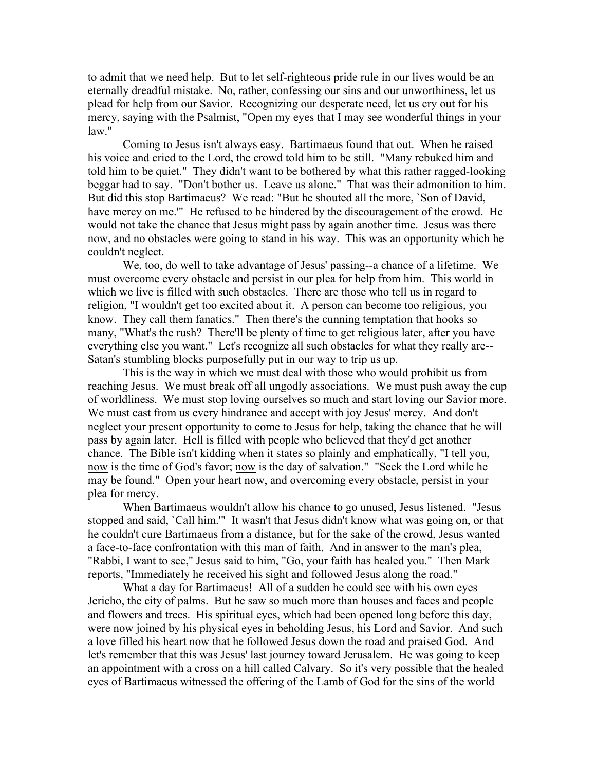to admit that we need help. But to let self-righteous pride rule in our lives would be an eternally dreadful mistake. No, rather, confessing our sins and our unworthiness, let us plead for help from our Savior. Recognizing our desperate need, let us cry out for his mercy, saying with the Psalmist, "Open my eyes that I may see wonderful things in your law."

Coming to Jesus isn't always easy. Bartimaeus found that out. When he raised his voice and cried to the Lord, the crowd told him to be still. "Many rebuked him and told him to be quiet." They didn't want to be bothered by what this rather ragged-looking beggar had to say. "Don't bother us. Leave us alone." That was their admonition to him. But did this stop Bartimaeus? We read: "But he shouted all the more, `Son of David, have mercy on me.'" He refused to be hindered by the discouragement of the crowd. He would not take the chance that Jesus might pass by again another time. Jesus was there now, and no obstacles were going to stand in his way. This was an opportunity which he couldn't neglect.

We, too, do well to take advantage of Jesus' passing--a chance of a lifetime. We must overcome every obstacle and persist in our plea for help from him. This world in which we live is filled with such obstacles. There are those who tell us in regard to religion, "I wouldn't get too excited about it. A person can become too religious, you know. They call them fanatics." Then there's the cunning temptation that hooks so many, "What's the rush? There'll be plenty of time to get religious later, after you have everything else you want." Let's recognize all such obstacles for what they really are--Satan's stumbling blocks purposefully put in our way to trip us up.

This is the way in which we must deal with those who would prohibit us from reaching Jesus. We must break off all ungodly associations. We must push away the cup of worldliness. We must stop loving ourselves so much and start loving our Savior more. We must cast from us every hindrance and accept with joy Jesus' mercy. And don't neglect your present opportunity to come to Jesus for help, taking the chance that he will pass by again later. Hell is filled with people who believed that they'd get another chance. The Bible isn't kidding when it states so plainly and emphatically, "I tell you, <u>now</u> is the time of God's favor; <u>now</u> is the day of salvation." "Seek the Lord while he may be found." Open your heart <u>now</u>, and overcoming every obstacle, persist in your plea for mercy.

When Bartimaeus wouldn't allow his chance to go unused, Jesus listened. "Jesus stopped and said, `Call him.'" It wasn't that Jesus didn't know what was going on, or that he couldn't cure Bartimaeus from a distance, but for the sake of the crowd, Jesus wanted a face-to-face confrontation with this man of faith. And in answer to the man's plea, "Rabbi, I want to see," Jesus said to him, "Go, your faith has healed you." Then Mark reports, "Immediately he received his sight and followed Jesus along the road."

What a day for Bartimaeus! All of a sudden he could see with his own eyes Jericho, the city of palms. But he saw so much more than houses and faces and people and flowers and trees. His spiritual eyes, which had been opened long before this day, were now joined by his physical eyes in beholding Jesus, his Lord and Savior. And such a love filled his heart now that he followed Jesus down the road and praised God. And let's remember that this was Jesus' last journey toward Jerusalem. He was going to keep an appointment with a cross on a hill called Calvary. So it's very possible that the healed eyes of Bartimaeus witnessed the offering of the Lamb of God for the sins of the world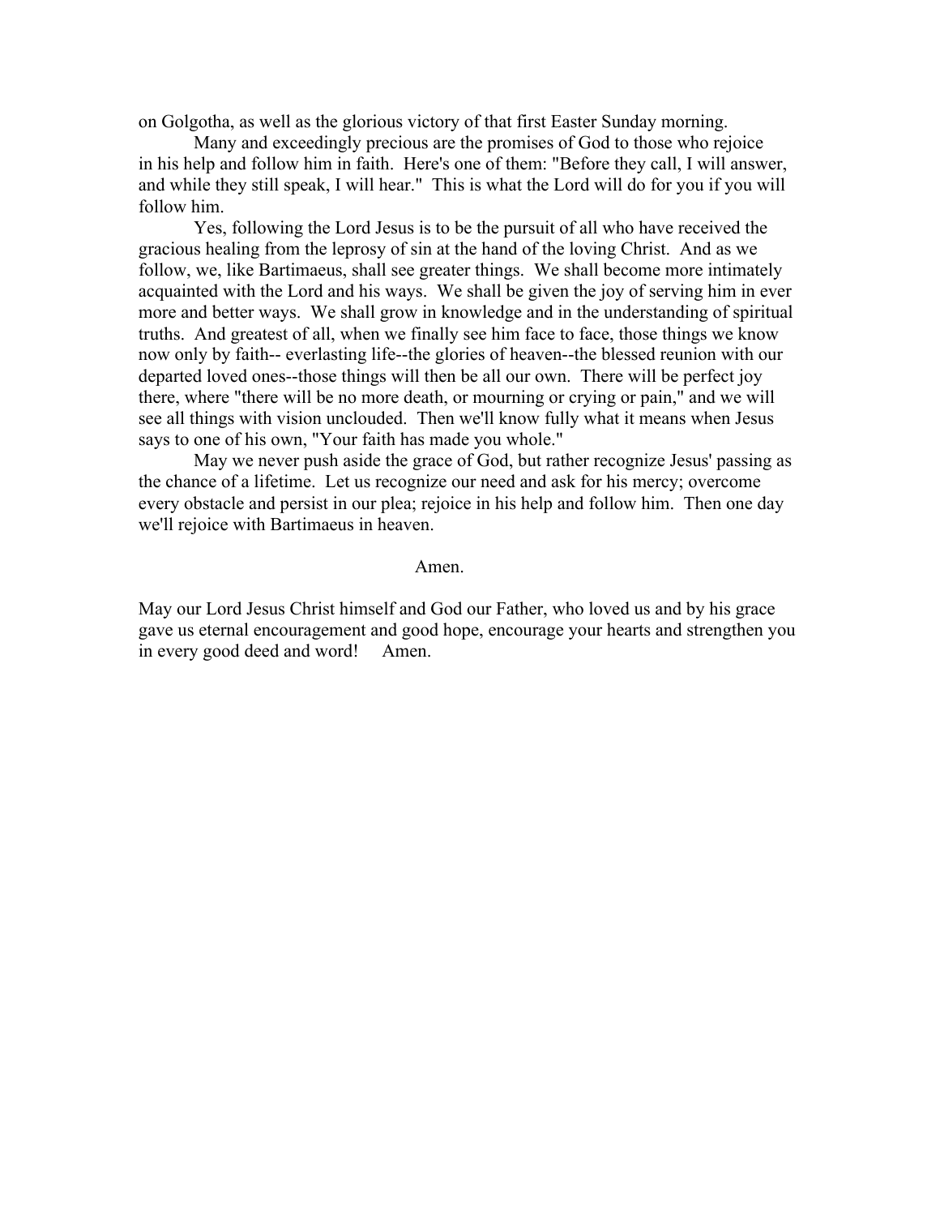on Golgotha, as well as the glorious victory of that first Easter Sunday morning.

Many and exceedingly precious are the promises of God to those who rejoice in his help and follow him in faith. Here's one of them: "Before they call, I will answer, and while they still speak, I will hear." This is what the Lord will do for you if you will follow him.

Yes, following the Lord Jesus is to be the pursuit of all who have received the gracious healing from the leprosy of sin at the hand of the loving Christ. And as we follow, we, like Bartimaeus, shall see greater things. We shall become more intimately acquainted with the Lord and his ways. We shall be given the joy of serving him in ever more and better ways. We shall grow in knowledge and in the understanding of spiritual truths. And greatest of all, when we finally see him face to face, those things we know now only by faith-- everlasting life--the glories of heaven--the blessed reunion with our departed loved ones--those things will then be all our own. There will be perfect joy there, where "there will be no more death, or mourning or crying or pain," and we will see all things with vision unclouded. Then we'll know fully what it means when Jesus says to one of his own, "Your faith has made you whole."

May we never push aside the grace of God, but rather recognize Jesus' passing as the chance of a lifetime. Let us recognize our need and ask for his mercy; overcome every obstacle and persist in our plea; rejoice in his help and follow him. Then one day we'll rejoice with Bartimaeus in heaven.

Amen.

May our Lord Jesus Christ himself and God our Father, who loved us and by his grace gave us eternal encouragement and good hope, encourage your hearts and strengthen you in every good deed and word! Amen.